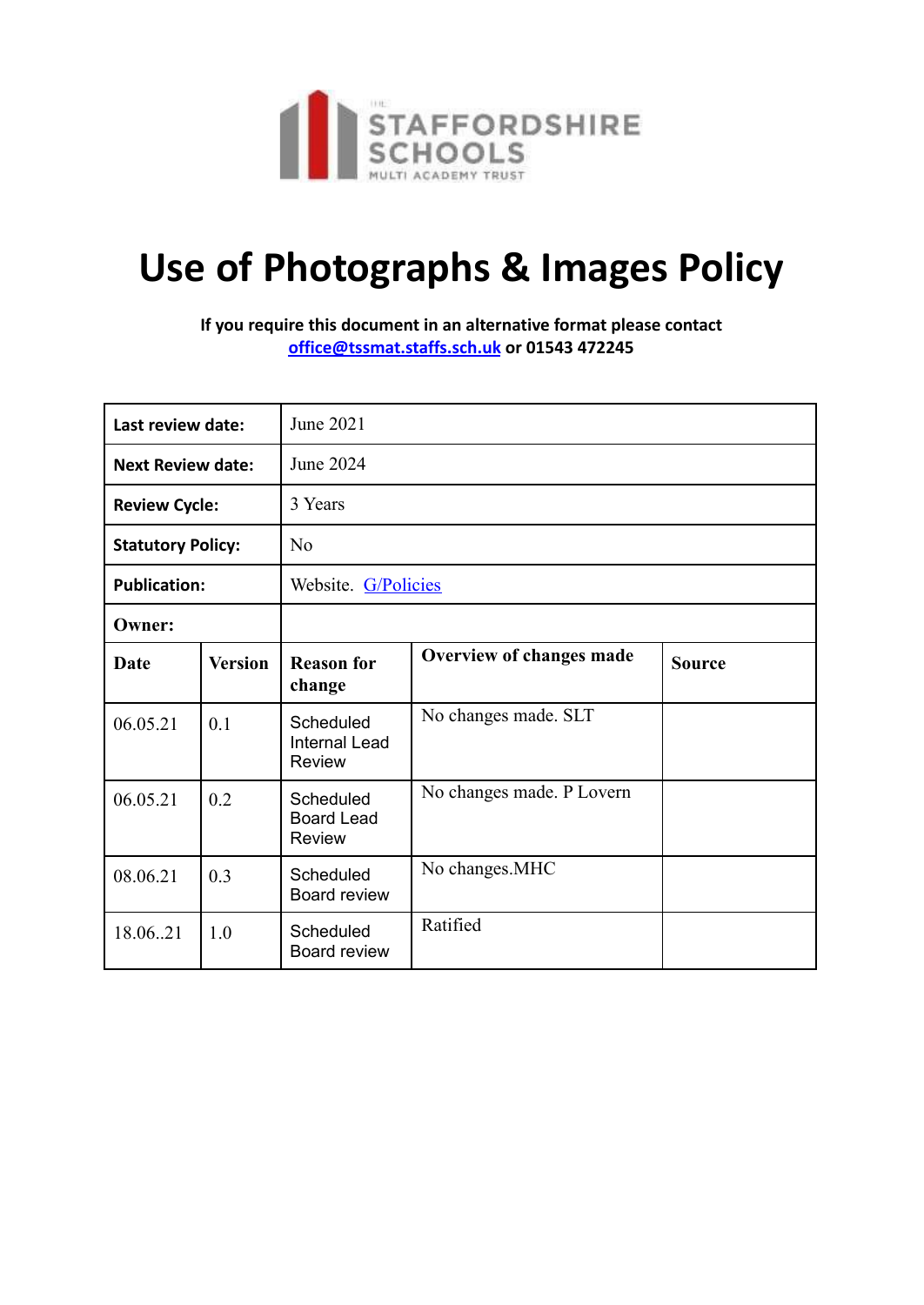THE STAFFORDSHIRE SCHOOLS MULTI ACADEMY TRUST

# Use of Photographs & Images Policy

**If you require this document in an alternative format please contact [office@tssmat.staffs.sch.uk](mailto:office@tssmat.staffs.sch.uk) or 01543 472245**

| **Last review date:** | June 2021 | | | |
|---|---|---|---|---|
| **Next Review date:** | June 2024 | | | |
| **Review Cycle:** | 3 Years | | | |
| **Statutory Policy:** | No | | | |
| **Publication:** | Website. G/Policies | | | |
| **Owner:** | | | | |
| **Date** | **Version** | **Reason for change** | **Overview of changes made** | **Source** |
| 06.05.21 | 0.1 | Scheduled Internal Lead Review | No changes made. SLT | |
| 06.05.21 | 0.2 | Scheduled Board Lead Review | No changes made. P Lovern | |
| 08.06.21 | 0.3 | Scheduled Board review | No changes.MHC | |
| 18.06..21 | 1.0 | Scheduled Board review | Ratified | |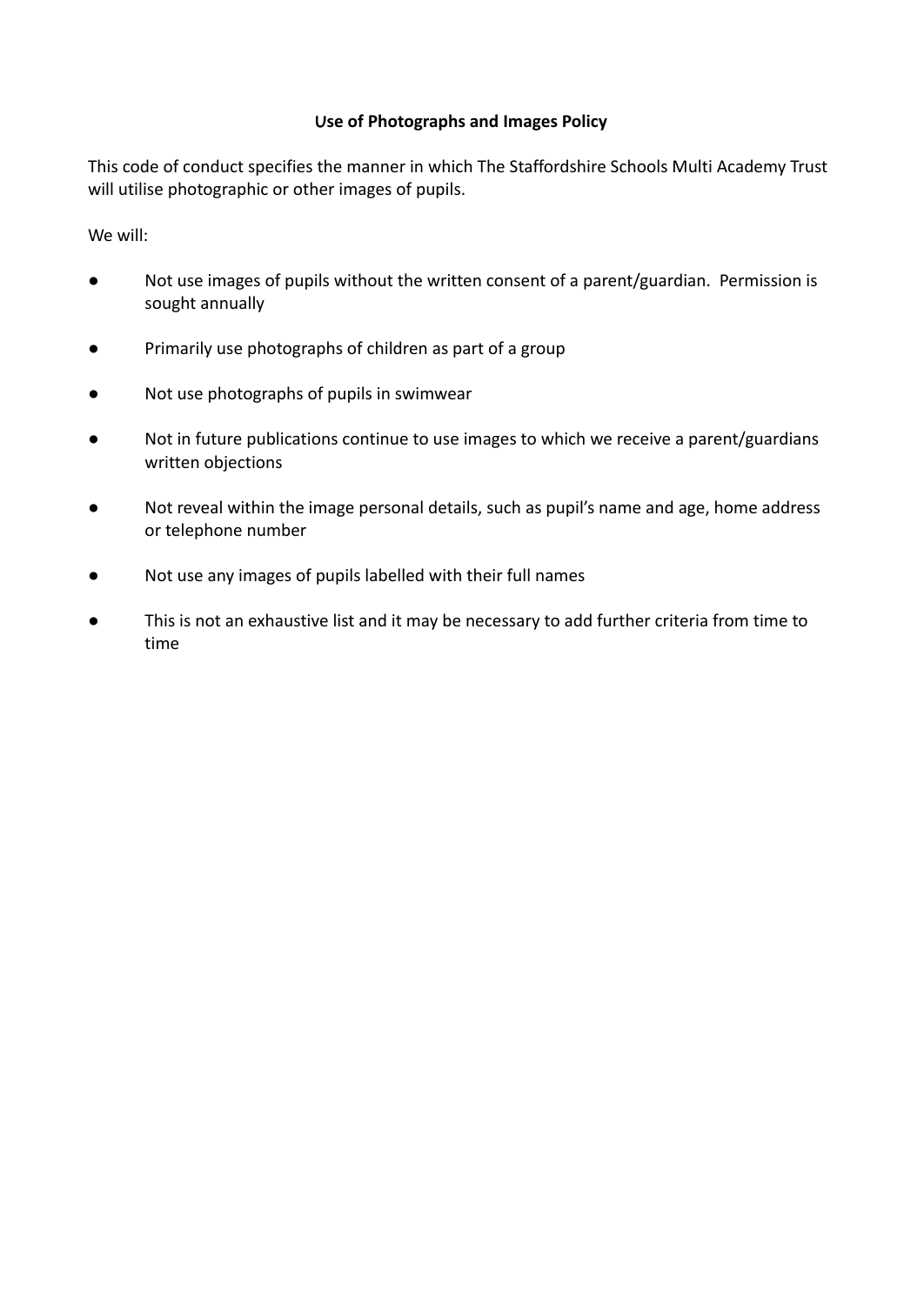**Use of Photographs and Images Policy**

This code of conduct specifies the manner in which The Staffordshire Schools Multi Academy Trust will utilise photographic or other images of pupils.

We will:

- Not use images of pupils without the written consent of a parent/guardian. Permission is sought annually
- Primarily use photographs of children as part of a group
- Not use photographs of pupils in swimwear
- Not in future publications continue to use images to which we receive a parent/guardians written objections
- Not reveal within the image personal details, such as pupil's name and age, home address or telephone number
- Not use any images of pupils labelled with their full names
- This is not an exhaustive list and it may be necessary to add further criteria from time to time